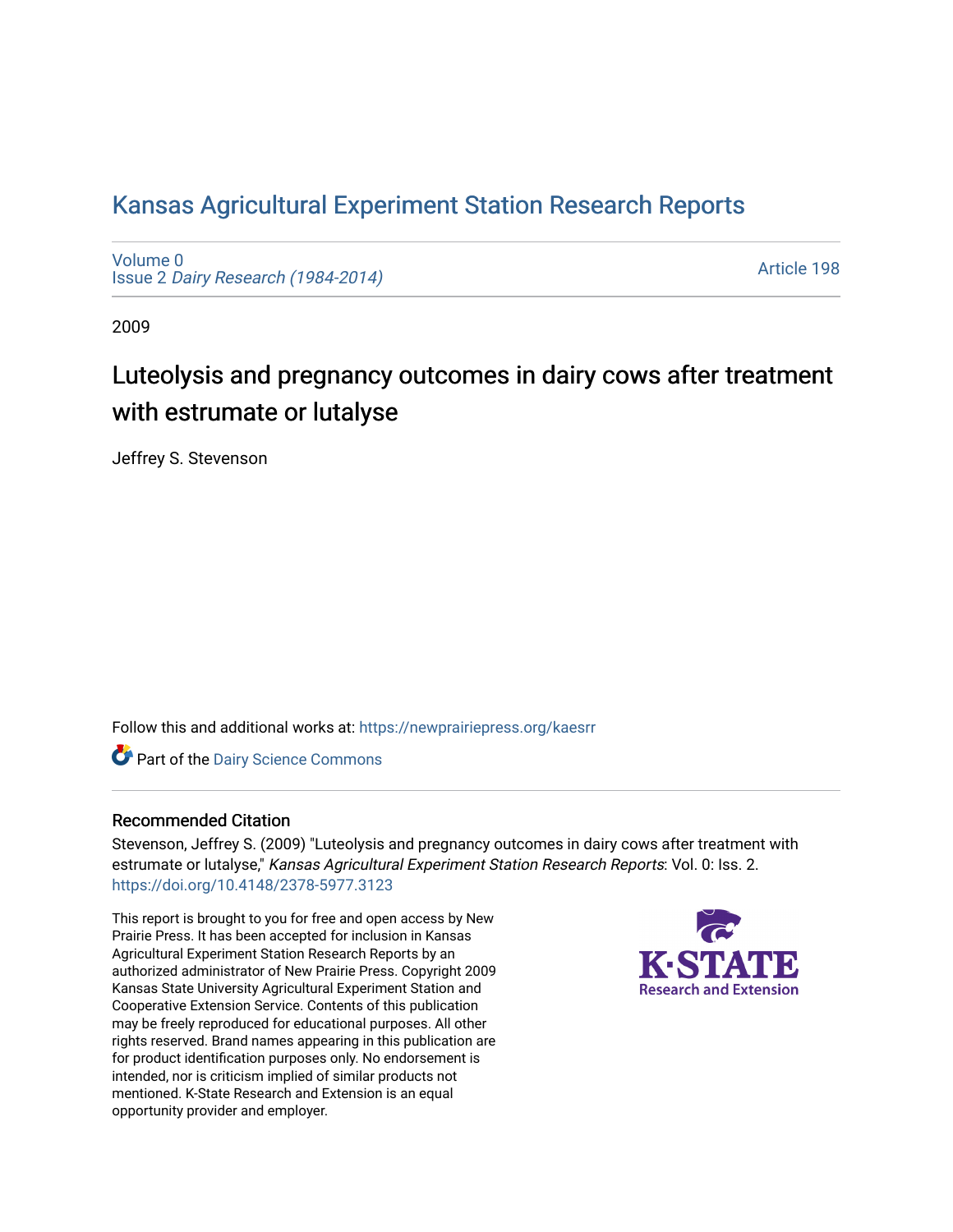# Kansas Agricultural Experiment Station Research Reports

Volume 0
Issue 2 *Dairy Research (1984-2014)*

Article 198

2009

## Luteolysis and pregnancy outcomes in dairy cows after treatment with estrumate or lutalyse

Jeffrey S. Stevenson

Follow this and additional works at: https://newprairiepress.org/kaesrr

Part of the Dairy Science Commons

### Recommended Citation

Stevenson, Jeffrey S. (2009) "Luteolysis and pregnancy outcomes in dairy cows after treatment with estrumate or lutalyse," *Kansas Agricultural Experiment Station Research Reports*: Vol. 0: Iss. 2. https://doi.org/10.4148/2378-5977.3123

This report is brought to you for free and open access by New Prairie Press. It has been accepted for inclusion in Kansas Agricultural Experiment Station Research Reports by an authorized administrator of New Prairie Press. Copyright 2009 Kansas State University Agricultural Experiment Station and Cooperative Extension Service. Contents of this publication may be freely reproduced for educational purposes. All other rights reserved. Brand names appearing in this publication are for product identification purposes only. No endorsement is intended, nor is criticism implied of similar products not mentioned. K-State Research and Extension is an equal opportunity provider and employer.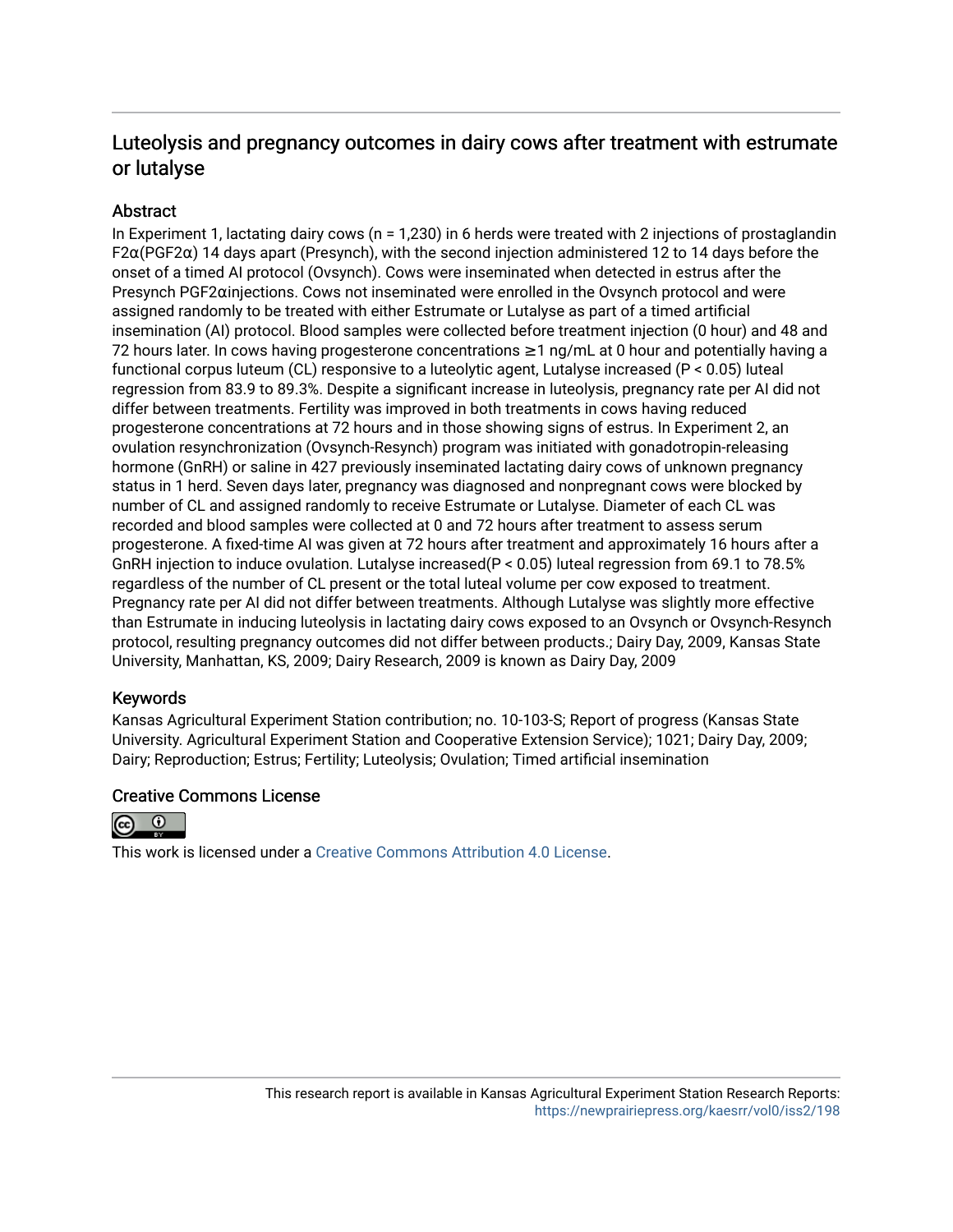## Luteolysis and pregnancy outcomes in dairy cows after treatment with estrumate or lutalyse

### Abstract

In Experiment 1, lactating dairy cows (n = 1,230) in 6 herds were treated with 2 injections of prostaglandin F2α(PGF2α) 14 days apart (Presynch), with the second injection administered 12 to 14 days before the onset of a timed AI protocol (Ovsynch). Cows were inseminated when detected in estrus after the Presynch PGF2αinjections. Cows not inseminated were enrolled in the Ovsynch protocol and were assigned randomly to be treated with either Estrumate or Lutalyse as part of a timed artificial insemination (AI) protocol. Blood samples were collected before treatment injection (0 hour) and 48 and 72 hours later. In cows having progesterone concentrations ≥1 ng/mL at 0 hour and potentially having a functional corpus luteum (CL) responsive to a luteolytic agent, Lutalyse increased ($P < 0.05$) luteal regression from 83.9 to 89.3%. Despite a significant increase in luteolysis, pregnancy rate per AI did not differ between treatments. Fertility was improved in both treatments in cows having reduced progesterone concentrations at 72 hours and in those showing signs of estrus. In Experiment 2, an ovulation resynchronization (Ovsynch-Resynch) program was initiated with gonadotropin-releasing hormone (GnRH) or saline in 427 previously inseminated lactating dairy cows of unknown pregnancy status in 1 herd. Seven days later, pregnancy was diagnosed and nonpregnant cows were blocked by number of CL and assigned randomly to receive Estrumate or Lutalyse. Diameter of each CL was recorded and blood samples were collected at 0 and 72 hours after treatment to assess serum progesterone. A fixed-time AI was given at 72 hours after treatment and approximately 16 hours after a GnRH injection to induce ovulation. Lutalyse increased($P < 0.05$) luteal regression from 69.1 to 78.5% regardless of the number of CL present or the total luteal volume per cow exposed to treatment. Pregnancy rate per AI did not differ between treatments. Although Lutalyse was slightly more effective than Estrumate in inducing luteolysis in lactating dairy cows exposed to an Ovsynch or Ovsynch-Resynch protocol, resulting pregnancy outcomes did not differ between products.; Dairy Day, 2009, Kansas State University, Manhattan, KS, 2009; Dairy Research, 2009 is known as Dairy Day, 2009

### Keywords

Kansas Agricultural Experiment Station contribution; no. 10-103-S; Report of progress (Kansas State University. Agricultural Experiment Station and Cooperative Extension Service); 1021; Dairy Day, 2009; Dairy; Reproduction; Estrus; Fertility; Luteolysis; Ovulation; Timed artificial insemination

### Creative Commons License

This work is licensed under a Creative Commons Attribution 4.0 License.

This research report is available in Kansas Agricultural Experiment Station Research Reports: https://newprairiepress.org/kaesrr/vol0/iss2/198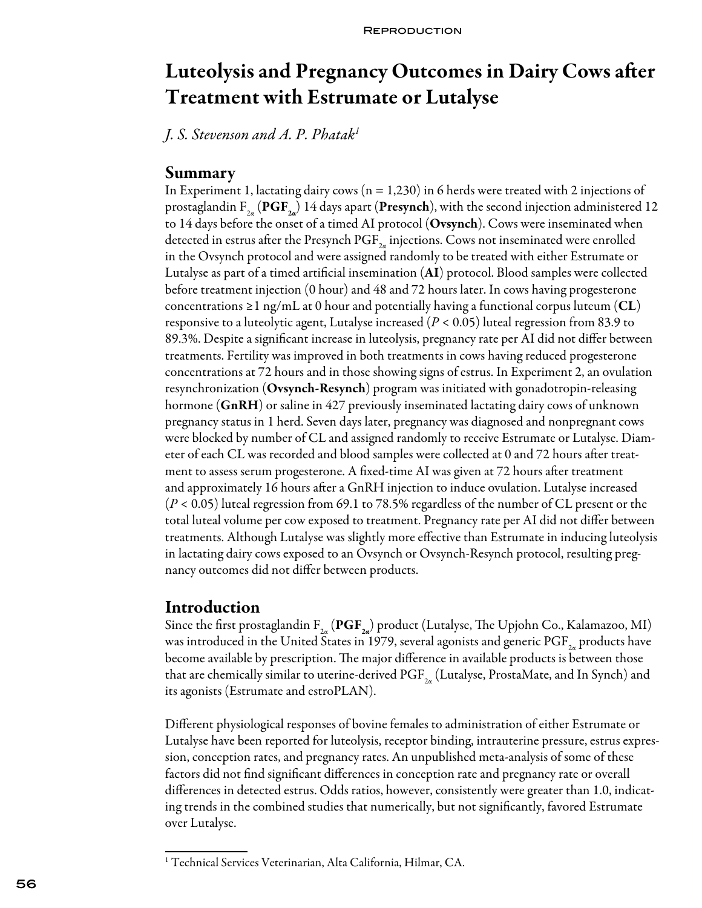# Luteolysis and Pregnancy Outcomes in Dairy Cows after Treatment with Estrumate or Lutalyse

*J. S. Stevenson and A. P. Phatak[1]*

## Summary

In Experiment 1, lactating dairy cows (n = 1,230) in 6 herds were treated with 2 injections of prostaglandin $F_{2\alpha}$ (**$PGF_{2\alpha}$**) 14 days apart (**Presynch**), with the second injection administered 12 to 14 days before the onset of a timed AI protocol (**Ovsynch**). Cows were inseminated when detected in estrus after the Presynch $PGF_{2\alpha}$ injections. Cows not inseminated were enrolled in the Ovsynch protocol and were assigned randomly to be treated with either Estrumate or Lutalyse as part of a timed artificial insemination (**AI**) protocol. Blood samples were collected before treatment injection (0 hour) and 48 and 72 hours later. In cows having progesterone concentrations ≥1 ng/mL at 0 hour and potentially having a functional corpus luteum (**CL**) responsive to a luteolytic agent, Lutalyse increased ($P < 0.05$) luteal regression from 83.9 to 89.3%. Despite a significant increase in luteolysis, pregnancy rate per AI did not differ between treatments. Fertility was improved in both treatments in cows having reduced progesterone concentrations at 72 hours and in those showing signs of estrus. In Experiment 2, an ovulation resynchronization (**Ovsynch-Resynch**) program was initiated with gonadotropin-releasing hormone (**GnRH**) or saline in 427 previously inseminated lactating dairy cows of unknown pregnancy status in 1 herd. Seven days later, pregnancy was diagnosed and nonpregnant cows were blocked by number of CL and assigned randomly to receive Estrumate or Lutalyse. Diameter of each CL was recorded and blood samples were collected at 0 and 72 hours after treatment to assess serum progesterone. A fixed-time AI was given at 72 hours after treatment and approximately 16 hours after a GnRH injection to induce ovulation. Lutalyse increased ($P < 0.05$) luteal regression from 69.1 to 78.5% regardless of the number of CL present or the total luteal volume per cow exposed to treatment. Pregnancy rate per AI did not differ between treatments. Although Lutalyse was slightly more effective than Estrumate in inducing luteolysis in lactating dairy cows exposed to an Ovsynch or Ovsynch-Resynch protocol, resulting pregnancy outcomes did not differ between products.

## Introduction

Since the first prostaglandin $F_{2\alpha}$ (**$PGF_{2\alpha}$**) product (Lutalyse, The Upjohn Co., Kalamazoo, MI) was introduced in the United States in 1979, several agonists and generic $PGF_{2\alpha}$ products have become available by prescription. The major difference in available products is between those that are chemically similar to uterine-derived $PGF_{2\alpha}$ (Lutalyse, ProstaMate, and In Synch) and its agonists (Estrumate and estroPLAN).

Different physiological responses of bovine females to administration of either Estrumate or Lutalyse have been reported for luteolysis, receptor binding, intrauterine pressure, estrus expression, conception rates, and pregnancy rates. An unpublished meta-analysis of some of these factors did not find significant differences in conception rate and pregnancy rate or overall differences in detected estrus. Odds ratios, however, consistently were greater than 1.0, indicating trends in the combined studies that numerically, but not significantly, favored Estrumate over Lutalyse.

[1] Technical Services Veterinarian, Alta California, Hilmar, CA.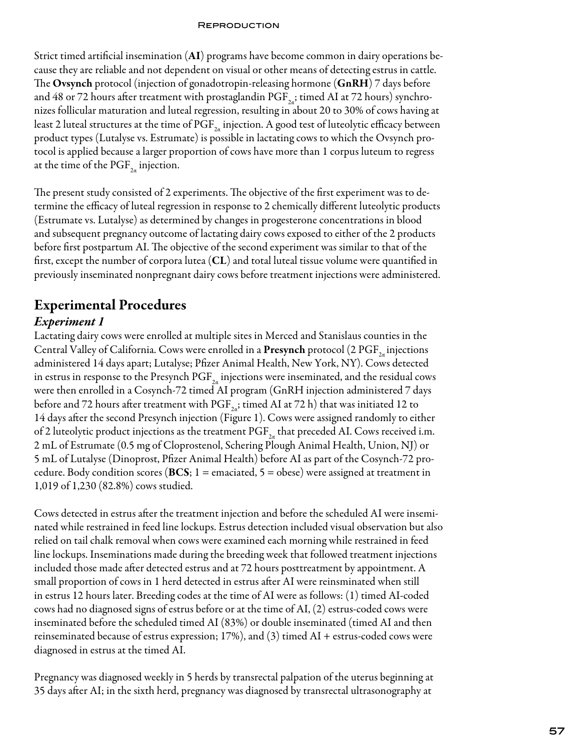Strict timed artificial insemination (**AI**) programs have become common in dairy operations because they are reliable and not dependent on visual or other means of detecting estrus in cattle. The **Ovsynch** protocol (injection of gonadotropin-releasing hormone (**GnRH**) 7 days before and 48 or 72 hours after treatment with prostaglandin $PGF_{2\alpha}$; timed AI at 72 hours) synchronizes follicular maturation and luteal regression, resulting in about 20 to 30% of cows having at least 2 luteal structures at the time of $PGF_{2\alpha}$ injection. A good test of luteolytic efficacy between product types (Lutalyse vs. Estrumate) is possible in lactating cows to which the Ovsynch protocol is applied because a larger proportion of cows have more than 1 corpus luteum to regress at the time of the $PGF_{2\alpha}$ injection.

The present study consisted of 2 experiments. The objective of the first experiment was to determine the efficacy of luteal regression in response to 2 chemically different luteolytic products (Estrumate vs. Lutalyse) as determined by changes in progesterone concentrations in blood and subsequent pregnancy outcome of lactating dairy cows exposed to either of the 2 products before first postpartum AI. The objective of the second experiment was similar to that of the first, except the number of corpora lutea (**CL**) and total luteal tissue volume were quantified in previously inseminated nonpregnant dairy cows before treatment injections were administered.

## Experimental Procedures

### *Experiment 1*

Lactating dairy cows were enrolled at multiple sites in Merced and Stanislaus counties in the Central Valley of California. Cows were enrolled in a **Presynch** protocol (2 $PGF_{2\alpha}$ injections administered 14 days apart; Lutalyse; Pfizer Animal Health, New York, NY). Cows detected in estrus in response to the Presynch $PGF_{2\alpha}$ injections were inseminated, and the residual cows were then enrolled in a Cosynch-72 timed AI program (GnRH injection administered 7 days before and 72 hours after treatment with $PGF_{2\alpha}$; timed AI at 72 h) that was initiated 12 to 14 days after the second Presynch injection (Figure 1). Cows were assigned randomly to either of 2 luteolytic product injections as the treatment $PGF_{2\alpha}$ that preceded AI. Cows received i.m. 2 mL of Estrumate (0.5 mg of Cloprostenol, Schering Plough Animal Health, Union, NJ) or 5 mL of Lutalyse (Dinoprost, Pfizer Animal Health) before AI as part of the Cosynch-72 procedure. Body condition scores (**BCS**; 1 = emaciated, 5 = obese) were assigned at treatment in 1,019 of 1,230 (82.8%) cows studied.

Cows detected in estrus after the treatment injection and before the scheduled AI were inseminated while restrained in feed line lockups. Estrus detection included visual observation but also relied on tail chalk removal when cows were examined each morning while restrained in feed line lockups. Inseminations made during the breeding week that followed treatment injections included those made after detected estrus and at 72 hours posttreatment by appointment. A small proportion of cows in 1 herd detected in estrus after AI were reinsminated when still in estrus 12 hours later. Breeding codes at the time of AI were as follows: (1) timed AI-coded cows had no diagnosed signs of estrus before or at the time of AI, (2) estrus-coded cows were inseminated before the scheduled timed AI (83%) or double inseminated (timed AI and then reinseminated because of estrus expression; 17%), and (3) timed AI + estrus-coded cows were diagnosed in estrus at the timed AI.

Pregnancy was diagnosed weekly in 5 herds by transrectal palpation of the uterus beginning at 35 days after AI; in the sixth herd, pregnancy was diagnosed by transrectal ultrasonography at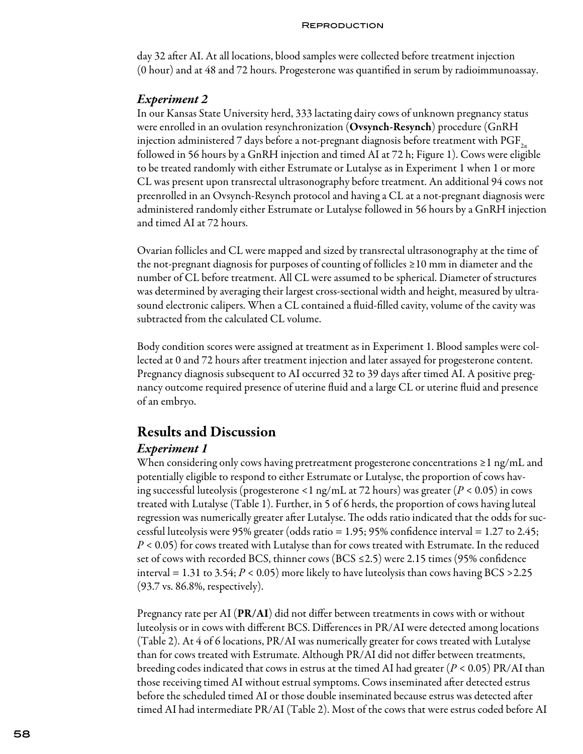day 32 after AI. At all locations, blood samples were collected before treatment injection (0 hour) and at 48 and 72 hours. Progesterone was quantified in serum by radioimmunoassay.

### *Experiment 2*

In our Kansas State University herd, 333 lactating dairy cows of unknown pregnancy status were enrolled in an ovulation resynchronization (**Ovsynch-Resynch**) procedure (GnRH injection administered 7 days before a not-pregnant diagnosis before treatment with $PGF_{2\alpha}$ followed in 56 hours by a GnRH injection and timed AI at 72 h; Figure 1). Cows were eligible to be treated randomly with either Estrumate or Lutalyse as in Experiment 1 when 1 or more CL was present upon transrectal ultrasonography before treatment. An additional 94 cows not preenrolled in an Ovsynch-Resynch protocol and having a CL at a not-pregnant diagnosis were administered randomly either Estrumate or Lutalyse followed in 56 hours by a GnRH injection and timed AI at 72 hours.

Ovarian follicles and CL were mapped and sized by transrectal ultrasonography at the time of the not-pregnant diagnosis for purposes of counting of follicles ≥10 mm in diameter and the number of CL before treatment. All CL were assumed to be spherical. Diameter of structures was determined by averaging their largest cross-sectional width and height, measured by ultrasound electronic calipers. When a CL contained a fluid-filled cavity, volume of the cavity was subtracted from the calculated CL volume.

Body condition scores were assigned at treatment as in Experiment 1. Blood samples were collected at 0 and 72 hours after treatment injection and later assayed for progesterone content. Pregnancy diagnosis subsequent to AI occurred 32 to 39 days after timed AI. A positive pregnancy outcome required presence of uterine fluid and a large CL or uterine fluid and presence of an embryo.

## Results and Discussion

### *Experiment 1*

When considering only cows having pretreatment progesterone concentrations ≥1 ng/mL and potentially eligible to respond to either Estrumate or Lutalyse, the proportion of cows having successful luteolysis (progesterone <1 ng/mL at 72 hours) was greater ($P < 0.05$) in cows treated with Lutalyse (Table 1). Further, in 5 of 6 herds, the proportion of cows having luteal regression was numerically greater after Lutalyse. The odds ratio indicated that the odds for successful luteolysis were 95% greater (odds ratio = 1.95; 95% confidence interval = 1.27 to 2.45; $P < 0.05$) for cows treated with Lutalyse than for cows treated with Estrumate. In the reduced set of cows with recorded BCS, thinner cows (BCS ≤2.5) were 2.15 times (95% confidence interval = 1.31 to 3.54; $P < 0.05$) more likely to have luteolysis than cows having BCS >2.25 (93.7 vs. 86.8%, respectively).

Pregnancy rate per AI (**PR/AI**) did not differ between treatments in cows with or without luteolysis or in cows with different BCS. Differences in PR/AI were detected among locations (Table 2). At 4 of 6 locations, PR/AI was numerically greater for cows treated with Lutalyse than for cows treated with Estrumate. Although PR/AI did not differ between treatments, breeding codes indicated that cows in estrus at the timed AI had greater ($P < 0.05$) PR/AI than those receiving timed AI without estrual symptoms. Cows inseminated after detected estrus before the scheduled timed AI or those double inseminated because estrus was detected after timed AI had intermediate PR/AI (Table 2). Most of the cows that were estrus coded before AI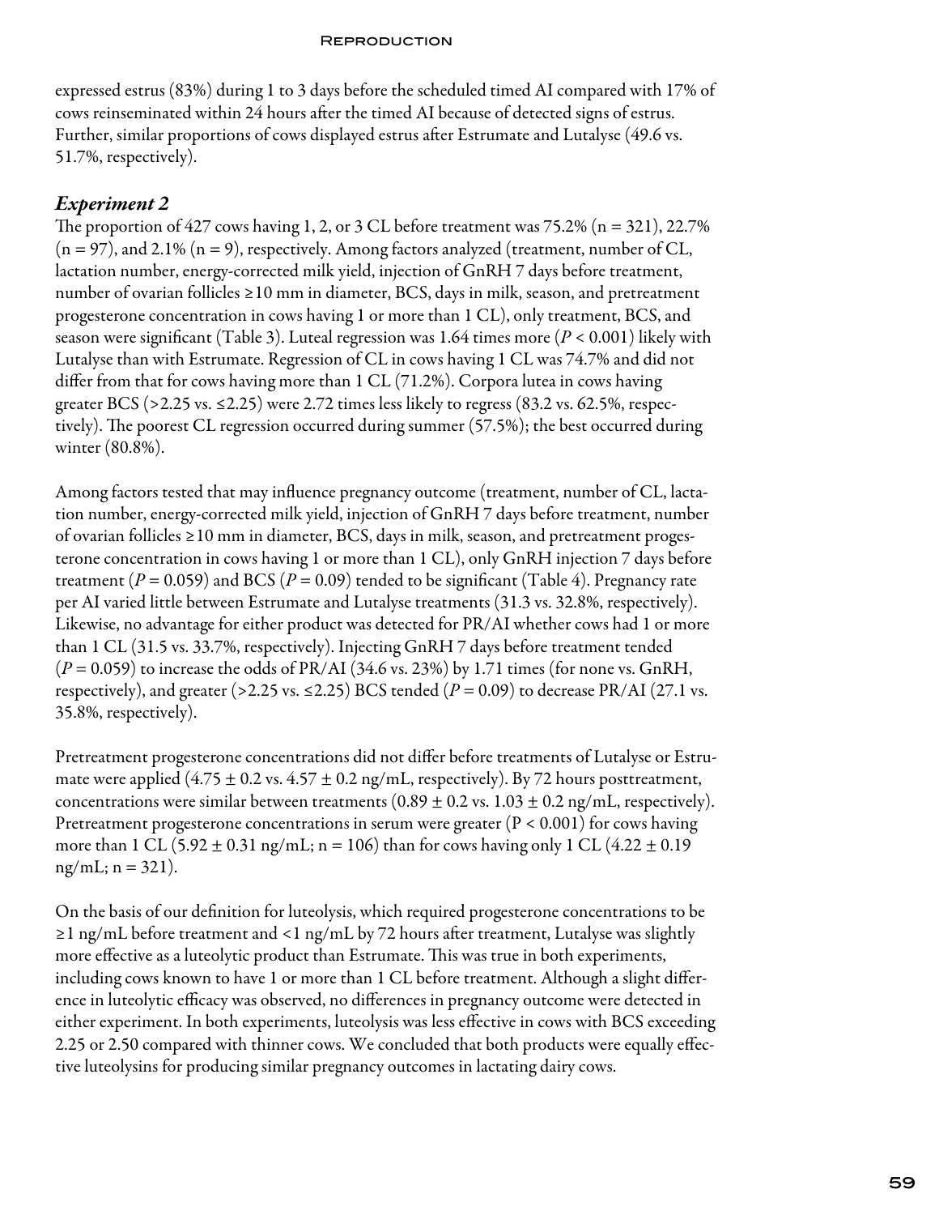expressed estrus (83%) during 1 to 3 days before the scheduled timed AI compared with 17% of cows reinseminated within 24 hours after the timed AI because of detected signs of estrus. Further, similar proportions of cows displayed estrus after Estrumate and Lutalyse (49.6 vs. 51.7%, respectively).

### *Experiment 2*

The proportion of 427 cows having 1, 2, or 3 CL before treatment was 75.2% (n = 321), 22.7% (n = 97), and 2.1% (n = 9), respectively. Among factors analyzed (treatment, number of CL, lactation number, energy-corrected milk yield, injection of GnRH 7 days before treatment, number of ovarian follicles ≥10 mm in diameter, BCS, days in milk, season, and pretreatment progesterone concentration in cows having 1 or more than 1 CL), only treatment, BCS, and season were significant (Table 3). Luteal regression was 1.64 times more ($P < 0.001$) likely with Lutalyse than with Estrumate. Regression of CL in cows having 1 CL was 74.7% and did not differ from that for cows having more than 1 CL (71.2%). Corpora lutea in cows having greater BCS (>2.25 vs. ≤2.25) were 2.72 times less likely to regress (83.2 vs. 62.5%, respectively). The poorest CL regression occurred during summer (57.5%); the best occurred during winter (80.8%).

Among factors tested that may influence pregnancy outcome (treatment, number of CL, lactation number, energy-corrected milk yield, injection of GnRH 7 days before treatment, number of ovarian follicles ≥10 mm in diameter, BCS, days in milk, season, and pretreatment progesterone concentration in cows having 1 or more than 1 CL), only GnRH injection 7 days before treatment ($P = 0.059$) and BCS ($P = 0.09$) tended to be significant (Table 4). Pregnancy rate per AI varied little between Estrumate and Lutalyse treatments (31.3 vs. 32.8%, respectively). Likewise, no advantage for either product was detected for PR/AI whether cows had 1 or more than 1 CL (31.5 vs. 33.7%, respectively). Injecting GnRH 7 days before treatment tended ($P = 0.059$) to increase the odds of PR/AI (34.6 vs. 23%) by 1.71 times (for none vs. GnRH, respectively), and greater (>2.25 vs. ≤2.25) BCS tended ($P = 0.09$) to decrease PR/AI (27.1 vs. 35.8%, respectively).

Pretreatment progesterone concentrations did not differ before treatments of Lutalyse or Estrumate were applied (4.75 ± 0.2 vs. 4.57 ± 0.2 ng/mL, respectively). By 72 hours posttreatment, concentrations were similar between treatments (0.89 ± 0.2 vs. 1.03 ± 0.2 ng/mL, respectively). Pretreatment progesterone concentrations in serum were greater ($P < 0.001$) for cows having more than 1 CL (5.92 ± 0.31 ng/mL; n = 106) than for cows having only 1 CL (4.22 ± 0.19 ng/mL; n = 321).

On the basis of our definition for luteolysis, which required progesterone concentrations to be ≥1 ng/mL before treatment and <1 ng/mL by 72 hours after treatment, Lutalyse was slightly more effective as a luteolytic product than Estrumate. This was true in both experiments, including cows known to have 1 or more than 1 CL before treatment. Although a slight difference in luteolytic efficacy was observed, no differences in pregnancy outcome were detected in either experiment. In both experiments, luteolysis was less effective in cows with BCS exceeding 2.25 or 2.50 compared with thinner cows. We concluded that both products were equally effective luteolysins for producing similar pregnancy outcomes in lactating dairy cows.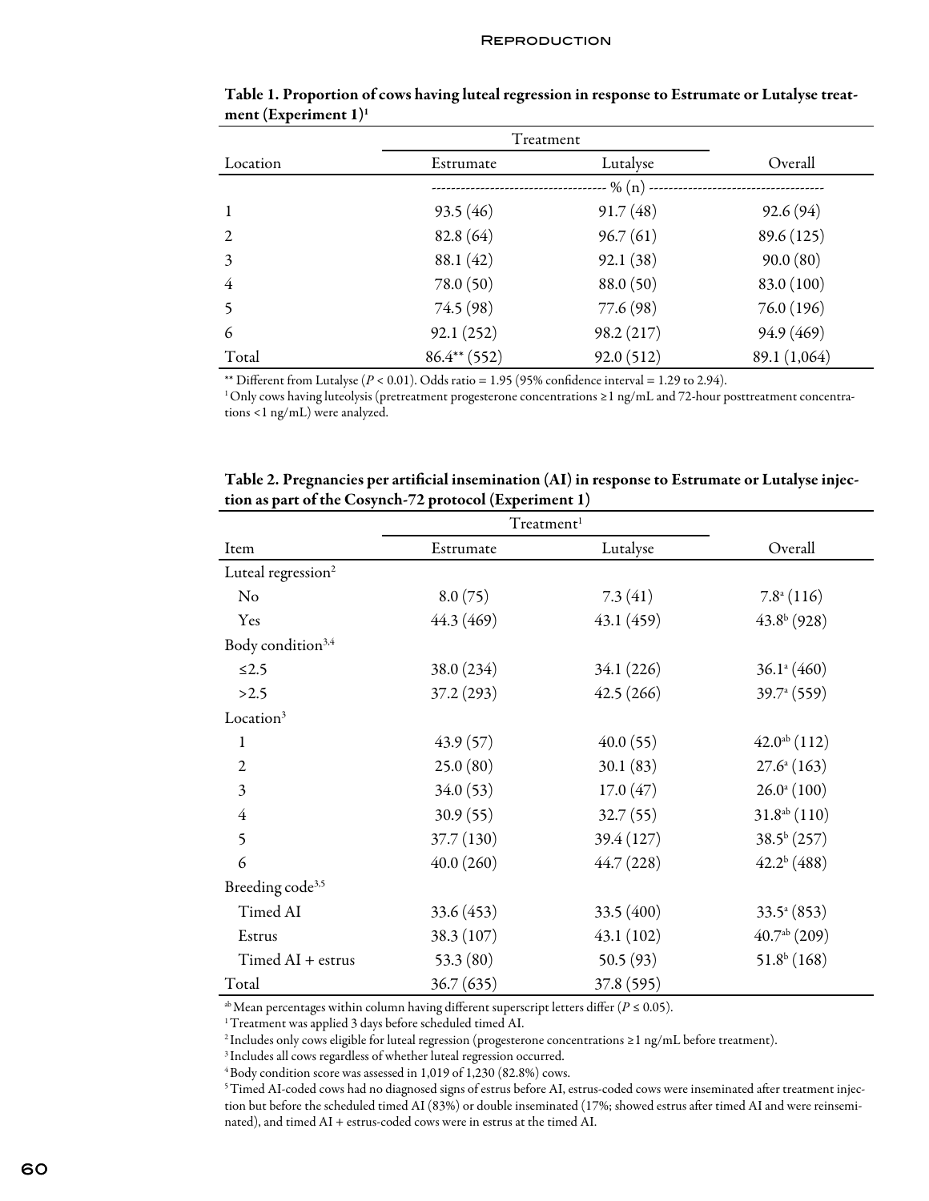**Table 1. Proportion of cows having luteal regression in response to Estrumate or Lutalyse treatment (Experiment 1)[1]**

| Location | Treatment | | Overall |
|---|---|---|---|
| | Estrumate | Lutalyse | |
| | ------------------------------- % (n) ------------------------------- | | |
| 1 | 93.5 (46) | 91.7 (48) | 92.6 (94) |
| 2 | 82.8 (64) | 96.7 (61) | 89.6 (125) |
| 3 | 88.1 (42) | 92.1 (38) | 90.0 (80) |
| 4 | 78.0 (50) | 88.0 (50) | 83.0 (100) |
| 5 | 74.5 (98) | 77.6 (98) | 76.0 (196) |
| 6 | 92.1 (252) | 98.2 (217) | 94.9 (469) |
| Total | 86.4** (552) | 92.0 (512) | 89.1 (1,064) |

** Different from Lutalyse ($P < 0.01$). Odds ratio = 1.95 (95% confidence interval = 1.29 to 2.94).

[1] Only cows having luteolysis (pretreatment progesterone concentrations ≥1 ng/mL and 72-hour posttreatment concentrations <1 ng/mL) were analyzed.

**Table 2. Pregnancies per artificial insemination (AI) in response to Estrumate or Lutalyse injection as part of the Cosynch-72 protocol (Experiment 1)**

| Item | Treatment[1] | | Overall |
|---|---|---|---|
| | Estrumate | Lutalyse | |
| Luteal regression[2] | | | |
| No | 8.0 (75) | 7.3 (41) | 7.8[a] (116) |
| Yes | 44.3 (469) | 43.1 (459) | 43.8[b] (928) |
| Body condition[3,4] | | | |
| ≤2.5 | 38.0 (234) | 34.1 (226) | 36.1[a] (460) |
| >2.5 | 37.2 (293) | 42.5 (266) | 39.7[a] (559) |
| Location[3] | | | |
| 1 | 43.9 (57) | 40.0 (55) | 42.0[ab] (112) |
| 2 | 25.0 (80) | 30.1 (83) | 27.6[a] (163) |
| 3 | 34.0 (53) | 17.0 (47) | 26.0[a] (100) |
| 4 | 30.9 (55) | 32.7 (55) | 31.8[ab] (110) |
| 5 | 37.7 (130) | 39.4 (127) | 38.5[b] (257) |
| 6 | 40.0 (260) | 44.7 (228) | 42.2[b] (488) |
| Breeding code[3,5] | | | |
| Timed AI | 33.6 (453) | 33.5 (400) | 33.5[a] (853) |
| Estrus | 38.3 (107) | 43.1 (102) | 40.7[ab] (209) |
| Timed AI + estrus | 53.3 (80) | 50.5 (93) | 51.8[b] (168) |
| Total | 36.7 (635) | 37.8 (595) | |

[ab] Mean percentages within column having different superscript letters differ ($P \leq 0.05$).

[1] Treatment was applied 3 days before scheduled timed AI.

[2] Includes only cows eligible for luteal regression (progesterone concentrations ≥1 ng/mL before treatment).

[3] Includes all cows regardless of whether luteal regression occurred.

[4] Body condition score was assessed in 1,019 of 1,230 (82.8%) cows.

[5] Timed AI-coded cows had no diagnosed signs of estrus before AI, estrus-coded cows were inseminated after treatment injection but before the scheduled timed AI (83%) or double inseminated (17%; showed estrus after timed AI and were reinseminated), and timed AI + estrus-coded cows were in estrus at the timed AI.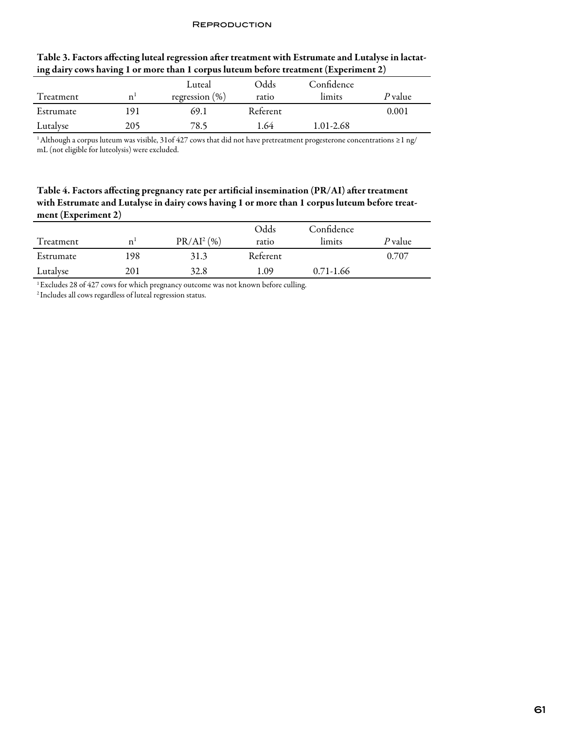**Table 3. Factors affecting luteal regression after treatment with Estrumate and Lutalyse in lactating dairy cows having 1 or more than 1 corpus luteum before treatment (Experiment 2)**

| Treatment | n[1] | Luteal regression (%) | Odds ratio | Confidence limits | *P* value |
|---|---|---|---|---|---|
| Estrumate | 191 | 69.1 | Referent | | 0.001 |
| Lutalyse | 205 | 78.5 | 1.64 | 1.01-2.68 | |

[1] Although a corpus luteum was visible, 31of 427 cows that did not have pretreatment progesterone concentrations ≥1 ng/mL (not eligible for luteolysis) were excluded.

**Table 4. Factors affecting pregnancy rate per artificial insemination (PR/AI) after treatment with Estrumate and Lutalyse in dairy cows having 1 or more than 1 corpus luteum before treatment (Experiment 2)**

| Treatment | n[1] | PR/AI[2] (%) | Odds ratio | Confidence limits | *P* value |
|---|---|---|---|---|---|
| Estrumate | 198 | 31.3 | Referent | | 0.707 |
| Lutalyse | 201 | 32.8 | 1.09 | 0.71-1.66 | |

[1] Excludes 28 of 427 cows for which pregnancy outcome was not known before culling.

[2] Includes all cows regardless of luteal regression status.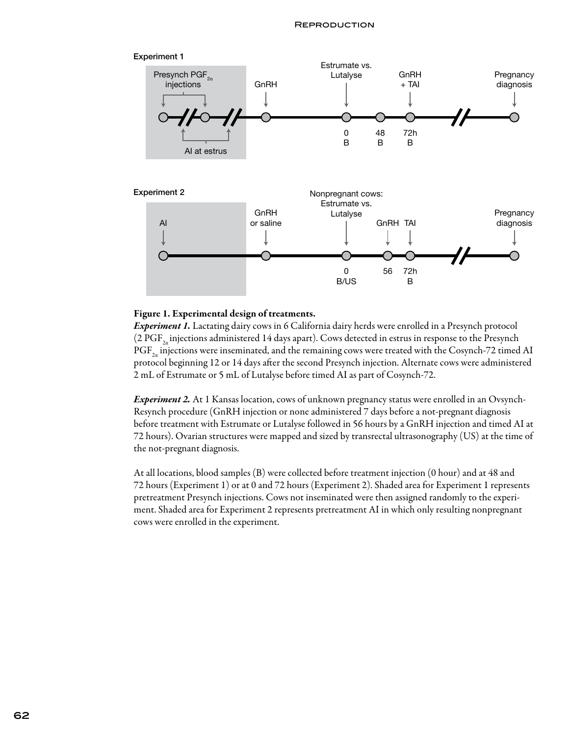Experiment 1

Presynch $PGF_{2\alpha}$ injections

AI at estrus

GnRH

Estrumate vs. Lutalyse

GnRH + TAI

Pregnancy diagnosis

0 B

48 B

72h B

Experiment 2

AI

GnRH or saline

Nonpregnant cows: Estrumate vs. Lutalyse

GnRH TAI

Pregnancy diagnosis

0 B/US

56

72h B

**Figure 1. Experimental design of treatments.**

***Experiment 1.*** Lactating dairy cows in 6 California dairy herds were enrolled in a Presynch protocol (2 $PGF_{2\alpha}$ injections administered 14 days apart). Cows detected in estrus in response to the Presynch $PGF_{2\alpha}$ injections were inseminated, and the remaining cows were treated with the Cosynch-72 timed AI protocol beginning 12 or 14 days after the second Presynch injection. Alternate cows were administered 2 mL of Estrumate or 5 mL of Lutalyse before timed AI as part of Cosynch-72.

***Experiment 2.*** At 1 Kansas location, cows of unknown pregnancy status were enrolled in an Ovsynch-Resynch procedure (GnRH injection or none administered 7 days before a not-pregnant diagnosis before treatment with Estrumate or Lutalyse followed in 56 hours by a GnRH injection and timed AI at 72 hours). Ovarian structures were mapped and sized by transrectal ultrasonography (US) at the time of the not-pregnant diagnosis.

At all locations, blood samples (B) were collected before treatment injection (0 hour) and at 48 and 72 hours (Experiment 1) or at 0 and 72 hours (Experiment 2). Shaded area for Experiment 1 represents pretreatment Presynch injections. Cows not inseminated were then assigned randomly to the experiment. Shaded area for Experiment 2 represents pretreatment AI in which only resulting nonpregnant cows were enrolled in the experiment.